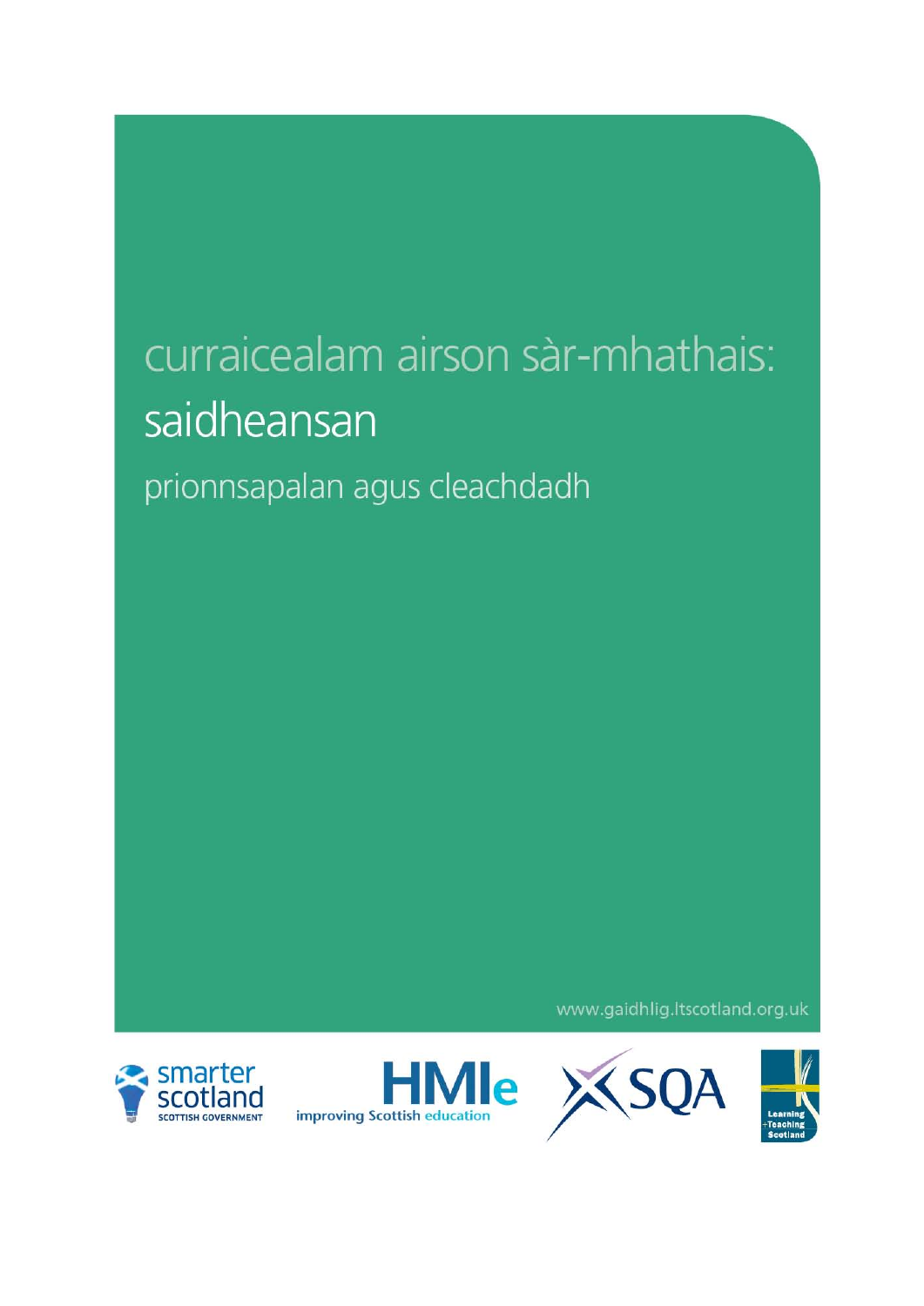# curraicealam airson sàr-mhathais:
# saidheansan

## prionnsapalan agus cleachdadh

www.gaidhlig.ltscotland.org.uk

smarter scotland
SCOTTISH GOVERNMENT

HMIe
improving Scottish education

SQA

Learning
+Teaching
Scotland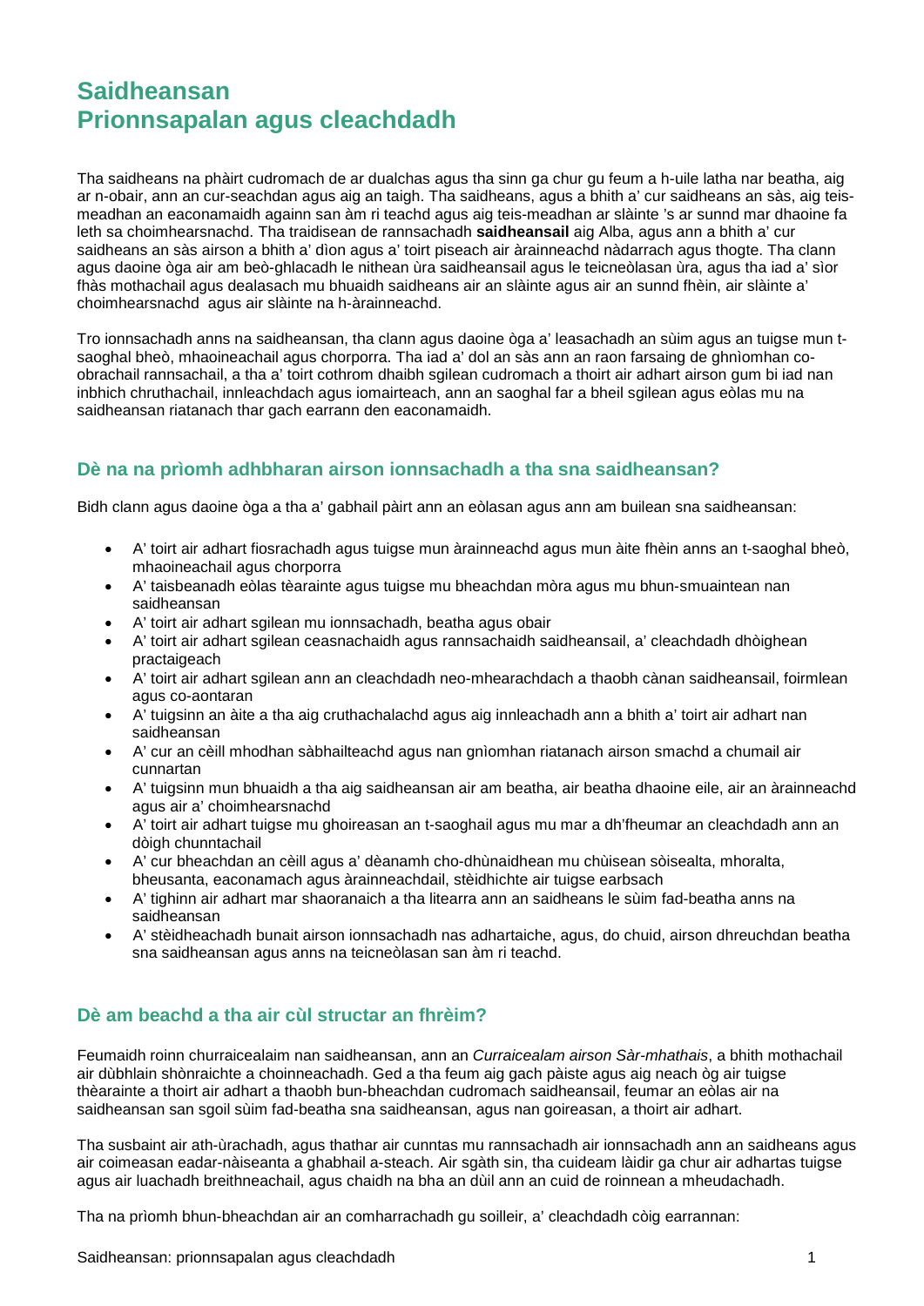# Saidheansan
# Prionnsapalan agus cleachdadh

Tha saidheans na phàirt cudromach de ar dualchas agus tha sinn ga chur gu feum a h-uile latha nar beatha, aig ar n-obair, ann an cur-seachdan agus aig an taigh. Tha saidheans, agus a bhith a' cur saidheans an sàs, aig teis-meadhan an eaconamaidh againn san àm ri teachd agus aig teis-meadhan ar slàinte 's ar sunnd mar dhaoine fa leth sa choimhearsnachd. Tha traidisean de rannsachadh **saidheansail** aig Alba, agus ann a bhith a' cur saidheans an sàs airson a bhith a' dìon agus a' toirt piseach air àrainneachd nàdarrach agus thogte. Tha clann agus daoine òga air am beò-ghlacadh le nithean ùra saidheansail agus le teicneòlasan ùra, agus tha iad a' sìor fhàs mothachail agus dealasach mu bhuaidh saidheans air an slàinte agus air an sunnd fhèin, air slàinte a' choimhearsnachd  agus air slàinte na h-àrainneachd.

Tro ionnsachadh anns na saidheansan, tha clann agus daoine òga a' leasachadh an sùim agus an tuigse mun t-saoghal bheò, mhaoineachail agus chorporra. Tha iad a' dol an sàs ann an raon farsaing de ghnìomhan co-obrachail rannsachail, a tha a' toirt cothrom dhaibh sgilean cudromach a thoirt air adhart airson gum bi iad nan inbhich chruthachail, innleachdach agus iomairteach, ann an saoghal far a bheil sgilean agus eòlas mu na saidheansan riatanach thar gach earrann den eaconamaidh.

## Dè na na prìomh adhbharan airson ionnsachadh a tha sna saidheansan?

Bidh clann agus daoine òga a tha a' gabhail pàirt ann an eòlasan agus ann am builean sna saidheansan:

- A' toirt air adhart fiosrachadh agus tuigse mun àrainneachd agus mun àite fhèin anns an t-saoghal bheò, mhaoineachail agus chorporra
- A' taisbeanadh eòlas tèarainte agus tuigse mu bheachdan mòra agus mu bhun-smuaintean nan saidheansan
- A' toirt air adhart sgilean mu ionnsachadh, beatha agus obair
- A' toirt air adhart sgilean ceasnachaidh agus rannsachaidh saidheansail, a' cleachdadh dhòighean practaigeach
- A' toirt air adhart sgilean ann an cleachdadh neo-mhearachdach a thaobh cànan saidheansail, foirmlean agus co-aontaran
- A' tuigsinn an àite a tha aig cruthachalachd agus aig innleachadh ann a bhith a' toirt air adhart nan saidheansan
- A' cur an cèill mhodhan sàbhailteachd agus nan gnìomhan riatanach airson smachd a chumail air cunnartan
- A' tuigsinn mun bhuaidh a tha aig saidheansan air am beatha, air beatha dhaoine eile, air an àrainneachd agus air a' choimhearsnachd
- A' toirt air adhart tuigse mu ghoireasan an t-saoghail agus mu mar a dh'fheumar an cleachdadh ann an dòigh chunntachail
- A' cur bheachdan an cèill agus a' dèanamh cho-dhùnaidhean mu chùisean sòisealta, mhoralta, bheusanta, eaconamach agus àrainneachdail, stèidhichte air tuigse earbsach
- A' tighinn air adhart mar shaoranaich a tha litearra ann an saidheans le sùim fad-beatha anns na saidheansan
- A' stèidheachadh bunait airson ionnsachadh nas adhartaiche, agus, do chuid, airson dhreuchdan beatha sna saidheansan agus anns na teicneòlasan san àm ri teachd.

## Dè am beachd a tha air cùl structar an fhrèim?

Feumaidh roinn churraicealaim nan saidheansan, ann an *Curraicealam airson Sàr-mhathais*, a bhith mothachail air dùbhlain shònraichte a choinneachadh. Ged a tha feum aig gach pàiste agus aig neach òg air tuigse thèarainte a thoirt air adhart a thaobh bun-bheachdan cudromach saidheansail, feumar an eòlas air na saidheansan san sgoil sùim fad-beatha sna saidheansan, agus nan goireasan, a thoirt air adhart.

Tha susbaint air ath-ùrachadh, agus thathar air cunntas mu rannsachadh air ionnsachadh ann an saidheans agus air coimeasan eadar-nàiseanta a ghabhail a-steach. Air sgàth sin, tha cuideam làidir ga chur air adhartas tuigse agus air luachadh breithneachail, agus chaidh na bha an dùil ann an cuid de roinnean a mheudachadh.

Tha na prìomh bhun-bheachdan air an comharrachadh gu soilleir, a' cleachdadh còig earrannan: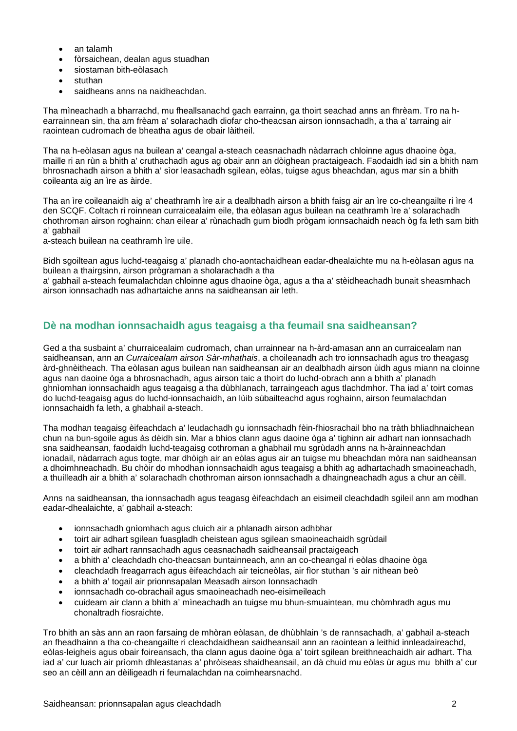- an talamh
- fòrsaichean, dealan agus stuadhan
- siostaman bith-eòlasach
- stuthan
- saidheans anns na naidheachdan.

Tha mìneachadh a bharrachd, mu fheallsanachd gach earrainn, ga thoirt seachad anns an fhrèam. Tro na h-earrainnean sin, tha am frèam a' solarachadh diofar cho-theacsan airson ionnsachadh, a tha a' tarraing air raointean cudromach de bheatha agus de obair làitheil.

Tha na h-eòlasan agus na builean a' ceangal a-steach ceasnachadh nàdarrach chloinne agus dhaoine òga, maille ri an rùn a bhith a' cruthachadh agus ag obair ann an dòighean practaigeach. Faodaidh iad sin a bhith nam bhrosnachadh airson a bhith a' sìor leasachadh sgilean, eòlas, tuigse agus bheachdan, agus mar sin a bhith coileanta aig an ìre as àirde.

Tha an ìre coileanaidh aig a' cheathramh ìre air a dealbhadh airson a bhith faisg air an ìre co-cheangailte ri ìre 4 den SCQF. Coltach ri roinnean curraicealaim eile, tha eòlasan agus builean na ceathramh ìre a' solarachadh chothroman airson roghainn: chan eilear a' rùnachadh gum biodh prògam ionnsachaidh neach òg fa leth sam bith a' gabhail
a-steach builean na ceathramh ìre uile.

Bidh sgoiltean agus luchd-teagaisg a' planadh cho-aontachaidhean eadar-dhealaichte mu na h-eòlasan agus na builean a thairgsinn, airson prògraman a sholarachadh a tha
a' gabhail a-steach feumalachdan chloinne agus dhaoine òga, agus a tha a' stèidheachadh bunait sheasmhach airson ionnsachadh nas adhartaiche anns na saidheansan air leth.

## Dè na modhan ionnsachaidh agus teagaisg a tha feumail sna saidheansan?

Ged a tha susbaint a' churraicealaim cudromach, chan urrainnear na h-àrd-amasan ann an curraicealam nan saidheansan, ann an *Curraicealam airson Sàr-mhathais*, a choileanadh ach tro ionnsachadh agus tro theagasg àrd-ghnèitheach. Tha eòlasan agus builean nan saidheansan air an dealbhadh airson ùidh agus miann na cloinne agus nan daoine òga a bhrosnachadh, agus airson taic a thoirt do luchd-obrach ann a bhith a' planadh ghnìomhan ionnsachaidh agus teagaisg a tha dùbhlanach, tarraingeach agus tlachdmhor. Tha iad a' toirt comas do luchd-teagaisg agus do luchd-ionnsachaidh, an lùib sùbailteachd agus roghainn, airson feumalachdan ionnsachaidh fa leth, a ghabhail a-steach.

Tha modhan teagaisg èifeachdach a' leudachadh gu ionnsachadh fèin-fhiosrachail bho na tràth bhliadhnaichean chun na bun-sgoile agus às dèidh sin. Mar a bhios clann agus daoine òga a' tighinn air adhart nan ionnsachadh sna saidheansan, faodaidh luchd-teagaisg cothroman a ghabhail mu sgrùdadh anns na h-àrainneachdan ionadail, nàdarrach agus togte, mar dhòigh air an eòlas agus air an tuigse mu bheachdan mòra nan saidheansan a dhoimhneachadh. Bu chòir do mhodhan ionnsachaidh agus teagaisg a bhith ag adhartachadh smaoineachadh, a thuilleadh air a bhith a' solarachadh chothroman airson ionnsachadh a dhaingneachadh agus a chur an cèill.

Anns na saidheansan, tha ionnsachadh agus teagasg èifeachdach an eisimeil cleachdadh sgileil ann am modhan eadar-dhealaichte, a' gabhail a-steach:

- ionnsachadh gnìomhach agus cluich air a phlanadh airson adhbhar
- toirt air adhart sgilean fuasgladh cheistean agus sgilean smaoineachaidh sgrùdail
- toirt air adhart rannsachadh agus ceasnachadh saidheansail practaigeach
- a bhith a' cleachdadh cho-theacsan buntainneach, ann an co-cheangal ri eòlas dhaoine òga
- cleachdadh freagarrach agus èifeachdach air teicneòlas, air fìor stuthan 's air nithean beò
- a bhith a' togail air prionnsapalan Measadh airson Ionnsachadh
- ionnsachadh co-obrachail agus smaoineachadh neo-eisimeileach
- cuideam air clann a bhith a' mìneachadh an tuigse mu bhun-smuaintean, mu chòmhradh agus mu chonaltradh fiosraichte.

Tro bhith an sàs ann an raon farsaing de mhòran eòlasan, de dhùbhlain 's de rannsachadh, a' gabhail a-steach an fheadhainn a tha co-cheangailte ri cleachdaidhean saidheansail ann an raointean a leithid innleadaireachd, eòlas-leigheis agus obair foireansach, tha clann agus daoine òga a' toirt sgilean breithneachaidh air adhart. Tha iad a' cur luach air prìomh dhleastanas a' phròiseas shaidheansail, an dà chuid mu eòlas ùr agus mu bhith a' cur seo an cèill ann an dèiligeadh ri feumalachdan na coimhearsnachd.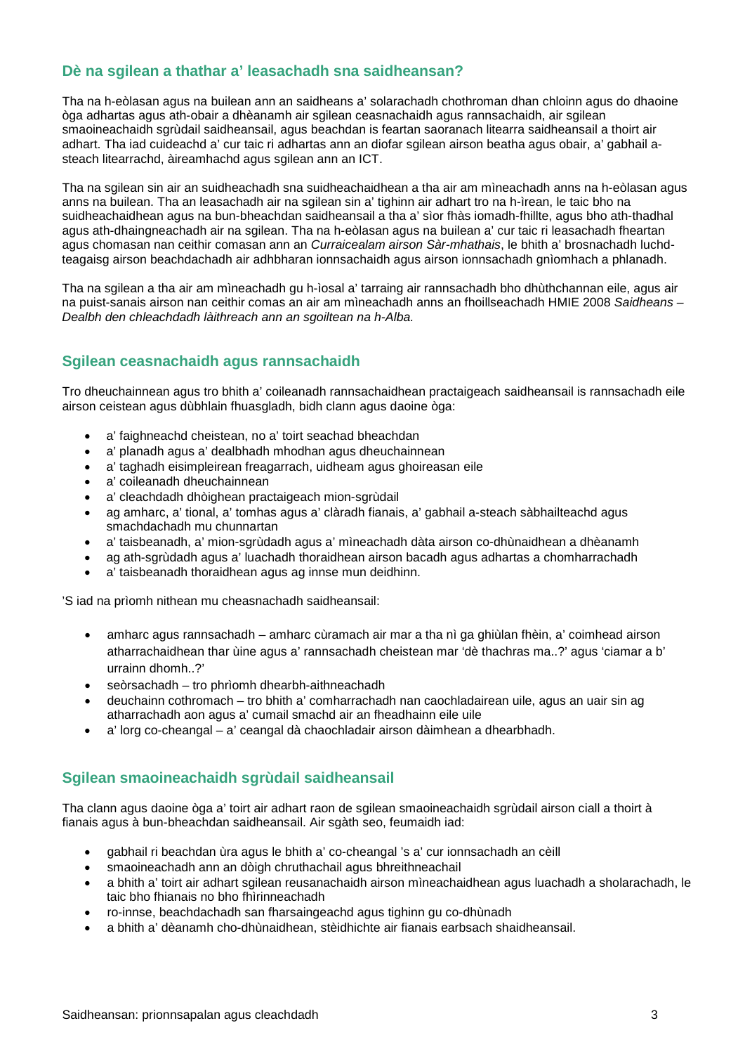## Dè na sgilean a thathar a' leasachadh sna saidheansan?

Tha na h-eòlasan agus na builean ann an saidheans a' solarachadh chothroman dhan chloinn agus do dhaoine òga adhartas agus ath-obair a dhèanamh air sgilean ceasnachaidh agus rannsachaidh, air sgilean smaoineachaidh sgrùdail saidheansail, agus beachdan is feartan saoranach litearra saidheansail a thoirt air adhart. Tha iad cuideachd a' cur taic ri adhartas ann an diofar sgilean airson beatha agus obair, a' gabhail a-steach litearrachd, àireamhachd agus sgilean ann an ICT.

Tha na sgilean sin air an suidheachadh sna suidheachaidhean a tha air am mìneachadh anns na h-eòlasan agus anns na builean. Tha an leasachadh air na sgilean sin a' tighinn air adhart tro na h-ìrean, le taic bho na suidheachaidhean agus na bun-bheachdan saidheansail a tha a' sìor fhàs iomadh-fhillte, agus bho ath-thadhal agus ath-dhaingneachadh air na sgilean. Tha na h-eòlasan agus na builean a' cur taic ri leasachadh fheartan agus chomasan nan ceithir comasan ann an *Curraicealam airson Sàr-mhathais*, le bhith a' brosnachadh luchd-teagaisg airson beachdachadh air adhbharan ionnsachaidh agus airson ionnsachadh gnìomhach a phlanadh.

Tha na sgilean a tha air am mìneachadh gu h-ìosal a' tarraing air rannsachadh bho dhùthchannan eile, agus air na puist-sanais airson nan ceithir comas an air am mìneachadh anns an fhoillseachadh HMIE 2008 *Saidheans – Dealbh den chleachdadh làithreach ann an sgoiltean na h-Alba.*

## Sgilean ceasnachaidh agus rannsachaidh

Tro dheuchainnean agus tro bhith a' coileanadh rannsachaidhean practaigeach saidheansail is rannsachadh eile airson ceistean agus dùbhlain fhuasgladh, bidh clann agus daoine òga:

- a' faighneachd cheistean, no a' toirt seachad bheachdan
- a' planadh agus a' dealbhadh mhodhan agus dheuchainnean
- a' taghadh eisimpleirean freagarrach, uidheam agus ghoireasan eile
- a' coileanadh dheuchainnean
- a' cleachdadh dhòighean practaigeach mion-sgrùdail
- ag amharc, a' tional, a' tomhas agus a' clàradh fianais, a' gabhail a-steach sàbhailteachd agus smachdachadh mu chunnartan
- a' taisbeanadh, a' mion-sgrùdadh agus a' mìneachadh dàta airson co-dhùnaidhean a dhèanamh
- ag ath-sgrùdadh agus a' luachadh thoraidhean airson bacadh agus adhartas a chomharrachadh
- a' taisbeanadh thoraidhean agus ag innse mun deidhinn.

'S iad na prìomh nithean mu cheasnachadh saidheansail:

- amharc agus rannsachadh – amharc cùramach air mar a tha nì ga ghiùlan fhèin, a' coimhead airson atharrachaidhean thar ùine agus a' rannsachadh cheistean mar 'dè thachras ma..?' agus 'ciamar a b' urrainn dhomh..?'
- seòrsachadh – tro phrìomh dhearbh-aithneachadh
- deuchainn cothromach – tro bhith a' comharrachadh nan caochladairean uile, agus an uair sin ag atharrachadh aon agus a' cumail smachd air an fheadhainn eile uile
- a' lorg co-cheangal – a' ceangal dà chaochladair airson dàimhean a dhearbhadh.

## Sgilean smaoineachaidh sgrùdail saidheansail

Tha clann agus daoine òga a' toirt air adhart raon de sgilean smaoineachaidh sgrùdail airson ciall a thoirt à fianais agus à bun-bheachdan saidheansail. Air sgàth seo, feumaidh iad:

- gabhail ri beachdan ùra agus le bhith a' co-cheangal 's a' cur ionnsachadh an cèill
- smaoineachadh ann an dòigh chruthachail agus bhreithneachail
- a bhith a' toirt air adhart sgilean reusanachaidh airson mìneachaidhean agus luachadh a sholarachadh, le taic bho fhianais no bho fhìrinneachadh
- ro-innse, beachdachadh san fharsaingeachd agus tighinn gu co-dhùnadh
- a bhith a' dèanamh cho-dhùnaidhean, stèidhichte air fianais earbsach shaidheansail.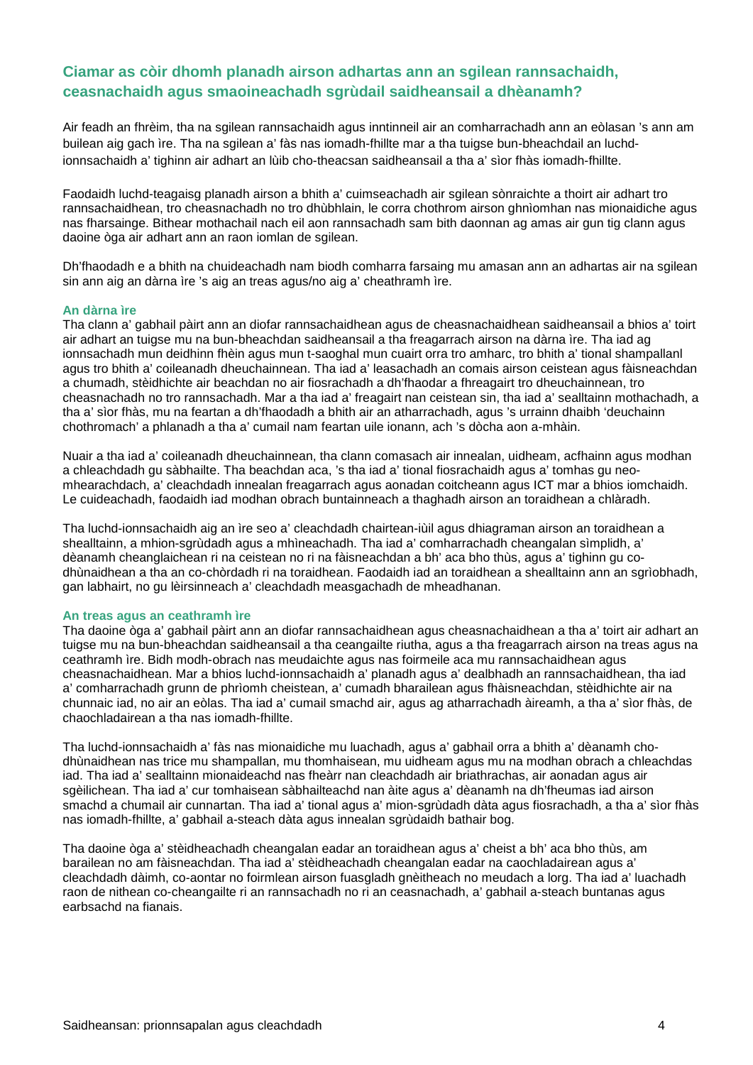## Ciamar as còir dhomh planadh airson adhartas ann an sgilean rannsachaidh, ceasnachaidh agus smaoineachadh sgrùdail saidheansail a dhèanamh?

Air feadh an fhrèim, tha na sgilean rannsachaidh agus inntinneil air an comharrachadh ann an eòlasan 's ann am builean aig gach ìre. Tha na sgilean a' fàs nas iomadh-fhillte mar a tha tuigse bun-bheachdail an luchd-ionnsachaidh a' tighinn air adhart an lùib cho-theacsan saidheansail a tha a' sìor fhàs iomadh-fhillte.

Faodaidh luchd-teagaisg planadh airson a bhith a' cuimseachadh air sgilean sònraichte a thoirt air adhart tro rannsachaidhean, tro cheasnachadh no tro dhùbhlain, le corra chothrom airson ghnìomhan nas mionaidiche agus nas fharsainge. Bithear mothachail nach eil aon rannsachadh sam bith daonnan ag amas air gun tig clann agus daoine òga air adhart ann an raon iomlan de sgilean.

Dh'fhaodadh e a bhith na chuideachadh nam biodh comharra farsaing mu amasan ann an adhartas air na sgilean sin ann aig an dàrna ìre 's aig an treas agus/no aig a' cheathramh ìre.

### An dàrna ìre

Tha clann a' gabhail pàirt ann an diofar rannsachaidhean agus de cheasnachaidhean saidheansail a bhios a' toirt air adhart an tuigse mu na bun-bheachdan saidheansail a tha freagarrach airson na dàrna ìre. Tha iad ag ionnsachadh mun deidhinn fhèin agus mun t-saoghal mun cuairt orra tro amharc, tro bhith a' tional shampallanl agus tro bhith a' coileanadh dheuchainnean. Tha iad a' leasachadh an comais airson ceistean agus fàisneachdan a chumadh, stèidhichte air beachdan no air fiosrachadh a dh'fhaodar a fhreagairt tro dheuchainnean, tro cheasnachadh no tro rannsachadh. Mar a tha iad a' freagairt nan ceistean sin, tha iad a' sealltainn mothachadh, a tha a' sìor fhàs, mu na feartan a dh'fhaodadh a bhith air an atharrachadh, agus 's urrainn dhaibh 'deuchainn chothromach' a phlanadh a tha a' cumail nam feartan uile ionann, ach 's dòcha aon a-mhàin.

Nuair a tha iad a' coileanadh dheuchainnean, tha clann comasach air innealan, uidheam, acfhainn agus modhan a chleachdadh gu sàbhailte. Tha beachdan aca, 's tha iad a' tional fiosrachaidh agus a' tomhas gu neo-mhearachdach, a' cleachdadh innealan freagarrach agus aonadan coitcheann agus ICT mar a bhios iomchaidh. Le cuideachadh, faodaidh iad modhan obrach buntainneach a thaghadh airson an toraidhean a chlàradh.

Tha luchd-ionnsachaidh aig an ìre seo a' cleachdadh chairtean-iùil agus dhiagraman airson an toraidhean a shealltainn, a mhion-sgrùdadh agus a mhìneachadh. Tha iad a' comharrachadh cheanglan sìmplidh, a' dèanamh cheanglaichean ri na ceistean no ri na fàisneachdan a bh' aca bho thùs, agus a' tighinn gu co-dhùnaidhean a tha an co-chòrdadh ri na toraidhean. Faodaidh iad an toraidhean a shealltainn ann an sgrìobhadh, gan labhairt, no gu lèirsinneach a' cleachdadh measgachadh de mheadhanan.

### An treas agus an ceathramh ìre

Tha daoine òga a' gabhail pàirt ann an diofar rannsachaidhean agus cheasnachaidhean a tha a' toirt air adhart an tuigse mu na bun-bheachdan saidheansail a tha ceangailte riutha, agus a tha freagarrach airson na treas agus na ceathramh ìre. Bidh modh-obrach nas meudaichte agus nas foirmeile aca mu rannsachaidhean agus cheasnachaidhean. Mar a bhios luchd-ionnsachaidh a' planadh agus a' dealbhadh an rannsachaidhean, tha iad a' comharrachadh grunn de phrìomh cheistean, a' cumadh bharailean agus fhàisneachdan, stèidhichte air na chunnaic iad, no air an eòlas. Tha iad a' cumail smachd air, agus ag atharrachadh àireamh, a tha a' sìor fhàs, de chaochladairean a tha nas iomadh-fhillte.

Tha luchd-ionnsachaidh a' fàs nas mionaidiche mu luachadh, agus a' gabhail orra a bhith a' dèanamh cho-dhùnaidhean nas trice mu shampallan, mu thomhaisean, mu uidheam agus mu na modhan obrach a chleachdas iad. Tha iad a' sealltainn mionaideachd nas fheàrr nan cleachdadh air briathrachas, air aonadan agus air sgèilichean. Tha iad a' cur tomhaisean sàbhailteachd nan àite agus a' dèanamh na dh'fheumas iad airson smachd a chumail air cunnartan. Tha iad a' tional agus a' mion-sgrùdadh dàta agus fiosrachadh, a tha a' sìor fhàs nas iomadh-fhillte, a' gabhail a-steach dàta agus innealan sgrùdaidh bathair bog.

Tha daoine òga a' stèidheachadh cheangalan eadar an toraidhean agus a' cheist a bh' aca bho thùs, am barailean no am fàisneachdan. Tha iad a' stèidheachadh cheangalan eadar na caochladairean agus a' cleachdadh dàimh, co-aontar no foirmlean airson fuasgladh gnèitheach no meudach a lorg. Tha iad a' luachadh raon de nithean co-cheangailte ri an rannsachadh no ri an ceasnachadh, a' gabhail a-steach buntanas agus earbsachd na fianais.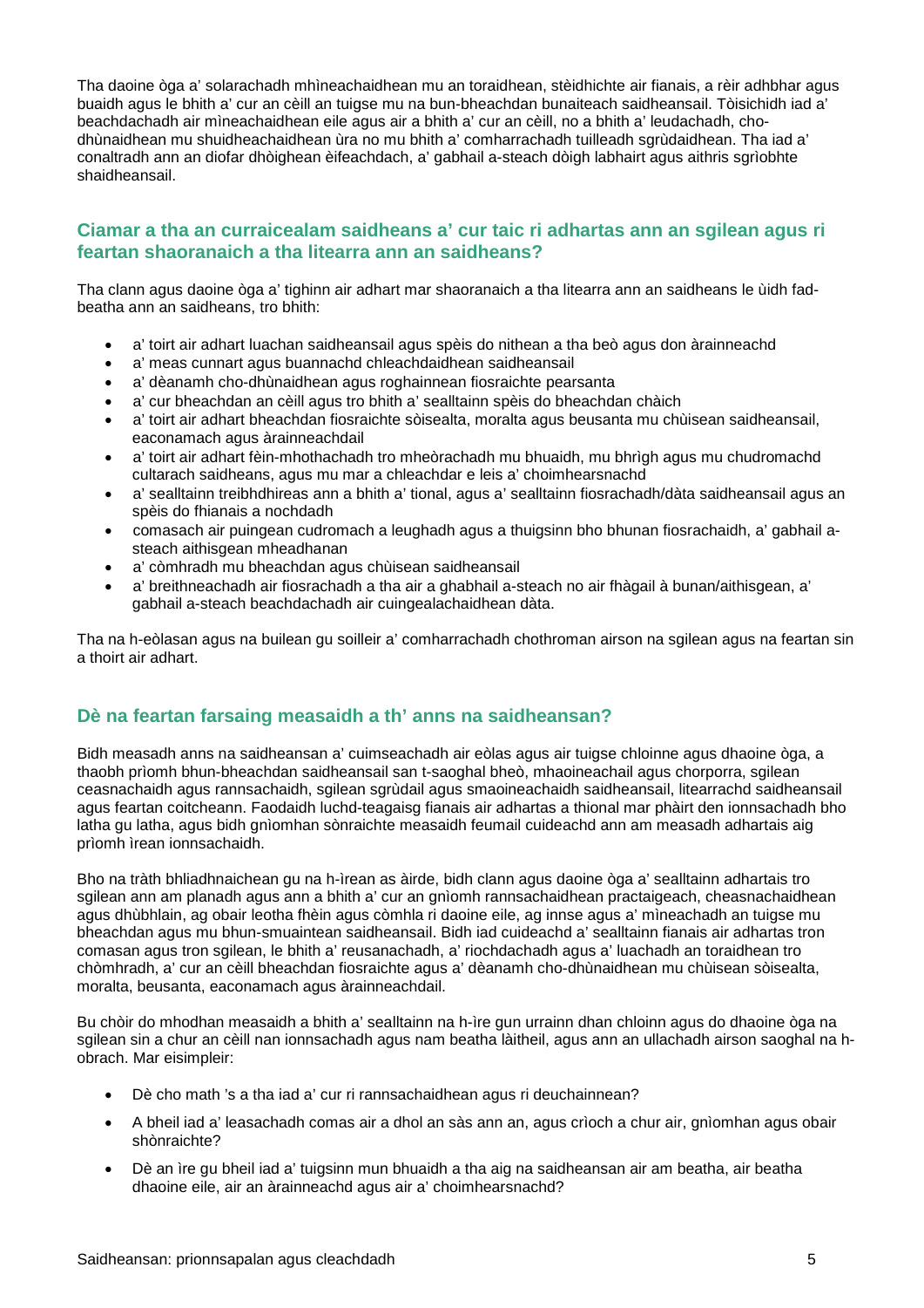Tha daoine òga a' solarachadh mhìneachaidhean mu an toraidhean, stèidhichte air fianais, a rèir adhbhar agus buaidh agus le bhith a' cur an cèill an tuigse mu na bun-bheachdan bunaiteach saidheansail. Tòisichidh iad a' beachdachadh air mìneachaidhean eile agus air a bhith a' cur an cèill, no a bhith a' leudachadh, cho-dhùnaidhean mu shuidheachaidhean ùra no mu bhith a' comharrachadh tuilleadh sgrùdaidhean. Tha iad a' conaltradh ann an diofar dhòighean èifeachdach, a' gabhail a-steach dòigh labhairt agus aithris sgrìobhte shaidheansail.

## Ciamar a tha an curraicealam saidheans a' cur taic ri adhartas ann an sgilean agus ri feartan shaoranaich a tha litearra ann an saidheans?

Tha clann agus daoine òga a' tighinn air adhart mar shaoranaich a tha litearra ann an saidheans le ùidh fad-beatha ann an saidheans, tro bhith:

- a' toirt air adhart luachan saidheansail agus spèis do nithean a tha beò agus don àrainneachd
- a' meas cunnart agus buannachd chleachdaidhean saidheansail
- a' dèanamh cho-dhùnaidhean agus roghainnean fiosraichte pearsanta
- a' cur bheachdan an cèill agus tro bhith a' sealltainn spèis do bheachdan chàich
- a' toirt air adhart bheachdan fiosraichte sòisealta, moralta agus beusanta mu chùisean saidheansail, eaconamach agus àrainneachdail
- a' toirt air adhart fèin-mhothachadh tro mheòrachadh mu bhuaidh, mu bhrìgh agus mu chudromachd cultarach saidheans, agus mu mar a chleachdar e leis a' choimhearsnachd
- a' sealltainn treibhdhireas ann a bhith a' tional, agus a' sealltainn fiosrachadh/dàta saidheansail agus an spèis do fhianais a nochdadh
- comasach air puingean cudromach a leughadh agus a thuigsinn bho bhunan fiosrachaidh, a' gabhail a-steach aithisgean mheadhanan
- a' còmhradh mu bheachdan agus chùisean saidheansail
- a' breithneachadh air fiosrachadh a tha air a ghabhail a-steach no air fhàgail à bunan/aithisgean, a' gabhail a-steach beachdachadh air cuingealachaidhean dàta.

Tha na h-eòlasan agus na builean gu soilleir a' comharrachadh chothroman airson na sgilean agus na feartan sin a thoirt air adhart.

## Dè na feartan farsaing measaidh a th' anns na saidheansan?

Bidh measadh anns na saidheansan a' cuimseachadh air eòlas agus air tuigse chloinne agus dhaoine òga, a thaobh prìomh bhun-bheachdan saidheansail san t-saoghal bheò, mhaoineachail agus chorporra, sgilean ceasnachaidh agus rannsachaidh, sgilean sgrùdail agus smaoineachaidh saidheansail, litearrachd saidheansail agus feartan coitcheann. Faodaidh luchd-teagaisg fianais air adhartas a thional mar phàirt den ionnsachadh bho latha gu latha, agus bidh gnìomhan sònraichte measaidh feumail cuideachd ann am measadh adhartais aig prìomh ìrean ionnsachaidh.

Bho na tràth bhliadhnaichean gu na h-ìrean as àirde, bidh clann agus daoine òga a' sealltainn adhartais tro sgilean ann am planadh agus ann a bhith a' cur an gnìomh rannsachaidhean practaigeach, cheasnachaidhean agus dhùbhlain, ag obair leotha fhèin agus còmhla ri daoine eile, ag innse agus a' mìneachadh an tuigse mu bheachdan agus mu bhun-smuaintean saidheansail. Bidh iad cuideachd a' sealltainn fianais air adhartas tron comasan agus tron sgilean, le bhith a' reusanachadh, a' riochdachadh agus a' luachadh an toraidhean tro chòmhradh, a' cur an cèill bheachdan fiosraichte agus a' dèanamh cho-dhùnaidhean mu chùisean sòisealta, moralta, beusanta, eaconamach agus àrainneachdail.

Bu chòir do mhodhan measaidh a bhith a' sealltainn na h-ìre gun urrainn dhan chloinn agus do dhaoine òga na sgilean sin a chur an cèill nan ionnsachadh agus nam beatha làitheil, agus ann an ullachadh airson saoghal na h-obrach. Mar eisimpleir:

- Dè cho math 's a tha iad a' cur ri rannsachaidhean agus ri deuchainnean?
- A bheil iad a' leasachadh comas air a dhol an sàs ann an, agus crìoch a chur air, gnìomhan agus obair shònraichte?
- Dè an ìre gu bheil iad a' tuigsinn mun bhuaidh a tha aig na saidheansan air am beatha, air beatha dhaoine eile, air an àrainneachd agus air a' choimhearsnachd?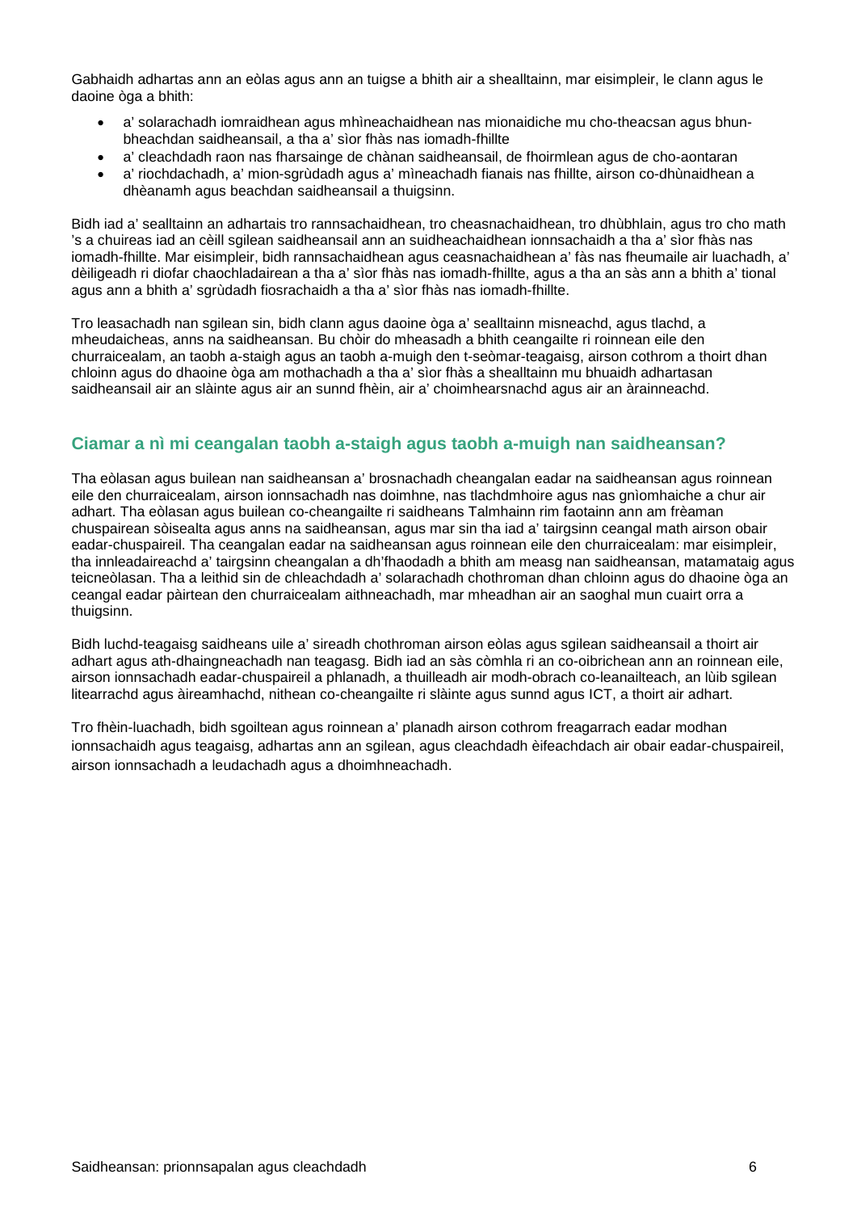Gabhaidh adhartas ann an eòlas agus ann an tuigse a bhith air a shealltainn, mar eisimpleir, le clann agus le daoine òga a bhith:

- a' solarachadh iomraidhean agus mhìneachaidhean nas mionaidiche mu cho-theacsan agus bhun-bheachdan saidheansail, a tha a' sìor fhàs nas iomadh-fhillte
- a' cleachdadh raon nas fharsainge de chànan saidheansail, de fhoirmlean agus de cho-aontaran
- a' riochdachadh, a' mion-sgrùdadh agus a' mìneachadh fianais nas fhillte, airson co-dhùnaidhean a dhèanamh agus beachdan saidheansail a thuigsinn.

Bidh iad a' sealltainn an adhartais tro rannsachaidhean, tro cheasnachaidhean, tro dhùbhlain, agus tro cho math 's a chuireas iad an cèill sgilean saidheansail ann an suidheachaidhean ionnsachaidh a tha a' sìor fhàs nas iomadh-fhillte. Mar eisimpleir, bidh rannsachaidhean agus ceasnachaidhean a' fàs nas fheumaile air luachadh, a' dèiligeadh ri diofar chaochladairean a tha a' sìor fhàs nas iomadh-fhillte, agus a tha an sàs ann a bhith a' tional agus ann a bhith a' sgrùdadh fiosrachaidh a tha a' sìor fhàs nas iomadh-fhillte.

Tro leasachadh nan sgilean sin, bidh clann agus daoine òga a' sealltainn misneachd, agus tlachd, a mheudaicheas, anns na saidheansan. Bu chòir do mheasadh a bhith ceangailte ri roinnean eile den churraicealam, an taobh a-staigh agus an taobh a-muigh den t-seòmar-teagaisg, airson cothrom a thoirt dhan chloinn agus do dhaoine òga am mothachadh a tha a' sìor fhàs a shealltainn mu bhuaidh adhartasan saidheansail air an slàinte agus air an sunnd fhèin, air a' choimhearsnachd agus air an àrainneachd.

## Ciamar a nì mi ceangalan taobh a-staigh agus taobh a-muigh nan saidheansan?

Tha eòlasan agus builean nan saidheansan a' brosnachadh cheangalan eadar na saidheansan agus roinnean eile den churraicealam, airson ionnsachadh nas doimhne, nas tlachdmhoire agus nas gnìomhaiche a chur air adhart. Tha eòlasan agus builean co-cheangailte ri saidheans Talmhainn rim faotainn ann am frèaman chuspairean sòisealta agus anns na saidheansan, agus mar sin tha iad a' tairgsinn ceangal math airson obair eadar-chuspaireil. Tha ceangalan eadar na saidheansan agus roinnean eile den churraicealam: mar eisimpleir, tha innleadaireachd a' tairgsinn cheangalan a dh'fhaodadh a bhith am measg nan saidheansan, matamataig agus teicneòlasan. Tha a leithid sin de chleachdadh a' solarachadh chothroman dhan chloinn agus do dhaoine òga an ceangal eadar pàirtean den churraicealam aithneachadh, mar mheadhan air an saoghal mun cuairt orra a thuigsinn.

Bidh luchd-teagaisg saidheans uile a' sireadh chothroman airson eòlas agus sgilean saidheansail a thoirt air adhart agus ath-dhaingneachadh nan teagasg. Bidh iad an sàs còmhla ri an co-oibrichean ann an roinnean eile, airson ionnsachadh eadar-chuspaireil a phlanadh, a thuilleadh air modh-obrach co-leanailteach, an lùib sgilean litearrachd agus àireamhachd, nithean co-cheangailte ri slàinte agus sunnd agus ICT, a thoirt air adhart.

Tro fhèin-luachadh, bidh sgoiltean agus roinnean a' planadh airson cothrom freagarrach eadar modhan ionnsachaidh agus teagaisg, adhartas ann an sgilean, agus cleachdadh èifeachdach air obair eadar-chuspaireil, airson ionnsachadh a leudachadh agus a dhoimhneachadh.